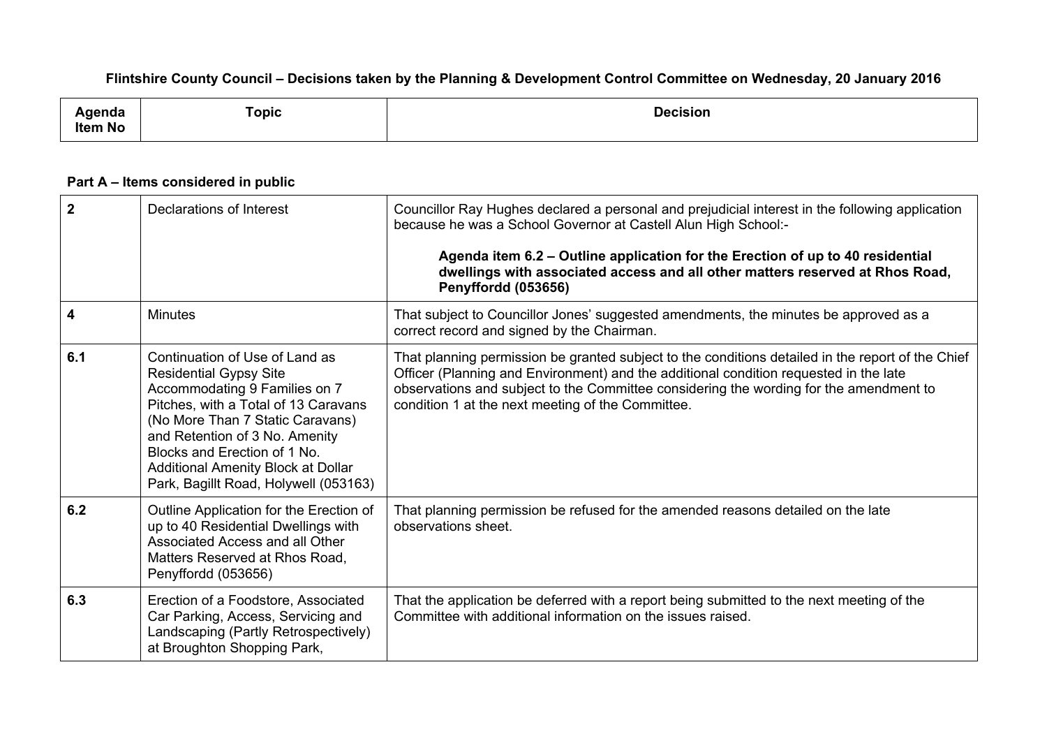**Flintshire County Council – Decisions taken by the Planning & Development Control Committee on Wednesday, 20 January 2016**

| Agenda Item No | Topic | Decision |
|---|---|---|

**Part A – Items considered in public**

| Agenda Item No | Topic | Decision |
|---|---|---|
| **2** | Declarations of Interest | Councillor Ray Hughes declared a personal and prejudicial interest in the following application because he was a School Governor at Castell Alun High School:-<br><br>**Agenda item 6.2 – Outline application for the Erection of up to 40 residential dwellings with associated access and all other matters reserved at Rhos Road, Penyffordd (053656)** |
| **4** | Minutes | That subject to Councillor Jones' suggested amendments, the minutes be approved as a correct record and signed by the Chairman. |
| **6.1** | Continuation of Use of Land as Residential Gypsy Site Accommodating 9 Families on 7 Pitches, with a Total of 13 Caravans (No More Than 7 Static Caravans) and Retention of 3 No. Amenity Blocks and Erection of 1 No. Additional Amenity Block at Dollar Park, Bagillt Road, Holywell (053163) | That planning permission be granted subject to the conditions detailed in the report of the Chief Officer (Planning and Environment) and the additional condition requested in the late observations and subject to the Committee considering the wording for the amendment to condition 1 at the next meeting of the Committee. |
| **6.2** | Outline Application for the Erection of up to 40 Residential Dwellings with Associated Access and all Other Matters Reserved at Rhos Road, Penyffordd (053656) | That planning permission be refused for the amended reasons detailed on the late observations sheet. |
| **6.3** | Erection of a Foodstore, Associated Car Parking, Access, Servicing and Landscaping (Partly Retrospectively) at Broughton Shopping Park, | That the application be deferred with a report being submitted to the next meeting of the Committee with additional information on the issues raised. |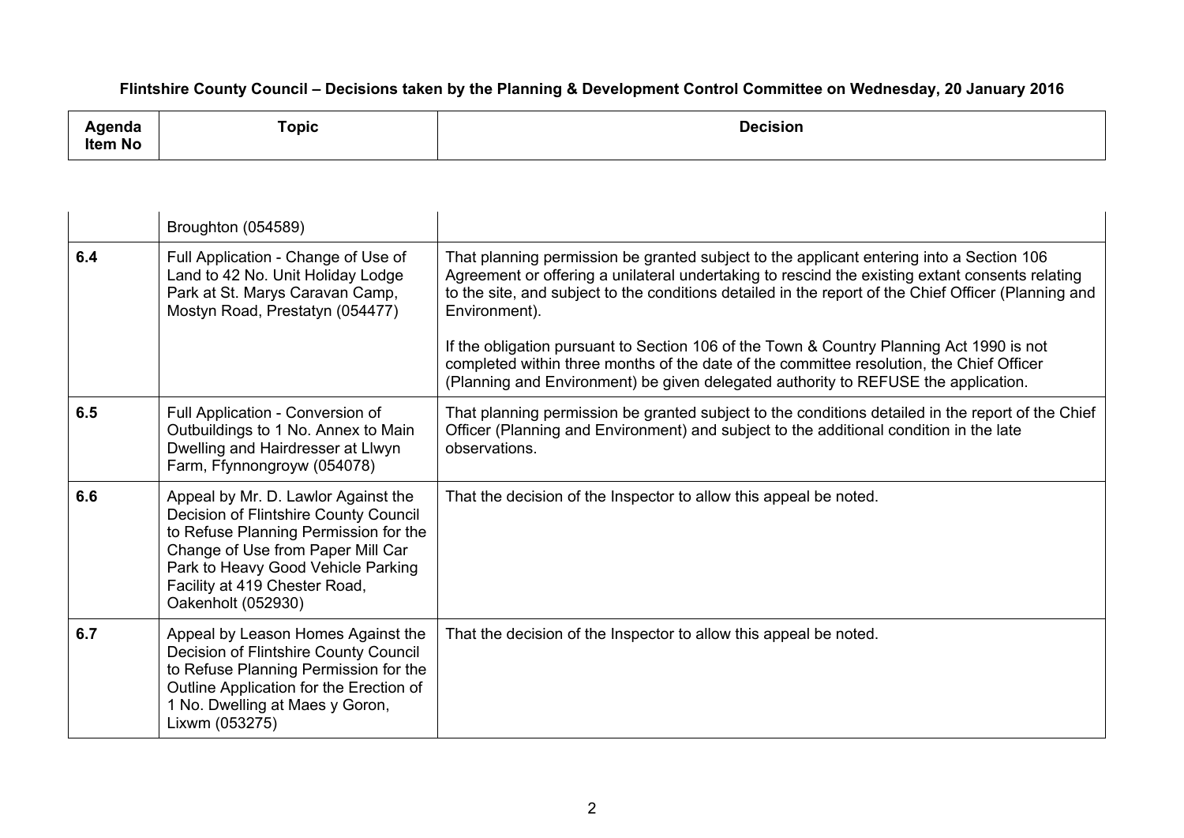# Flintshire County Council – Decisions taken by the Planning & Development Control Committee on Wednesday, 20 January 2016

| Agenda Item No | Topic | Decision |
|---|---|---|
| | Broughton (054589) | |
| **6.4** | Full Application - Change of Use of Land to 42 No. Unit Holiday Lodge Park at St. Marys Caravan Camp, Mostyn Road, Prestatyn (054477) | That planning permission be granted subject to the applicant entering into a Section 106 Agreement or offering a unilateral undertaking to rescind the existing extant consents relating to the site, and subject to the conditions detailed in the report of the Chief Officer (Planning and Environment).<br><br>If the obligation pursuant to Section 106 of the Town & Country Planning Act 1990 is not completed within three months of the date of the committee resolution, the Chief Officer (Planning and Environment) be given delegated authority to REFUSE the application. |
| **6.5** | Full Application - Conversion of Outbuildings to 1 No. Annex to Main Dwelling and Hairdresser at Llwyn Farm, Ffynnongroyw (054078) | That planning permission be granted subject to the conditions detailed in the report of the Chief Officer (Planning and Environment) and subject to the additional condition in the late observations. |
| **6.6** | Appeal by Mr. D. Lawlor Against the Decision of Flintshire County Council to Refuse Planning Permission for the Change of Use from Paper Mill Car Park to Heavy Good Vehicle Parking Facility at 419 Chester Road, Oakenholt (052930) | That the decision of the Inspector to allow this appeal be noted. |
| **6.7** | Appeal by Leason Homes Against the Decision of Flintshire County Council to Refuse Planning Permission for the Outline Application for the Erection of 1 No. Dwelling at Maes y Goron, Lixwm (053275) | That the decision of the Inspector to allow this appeal be noted. |